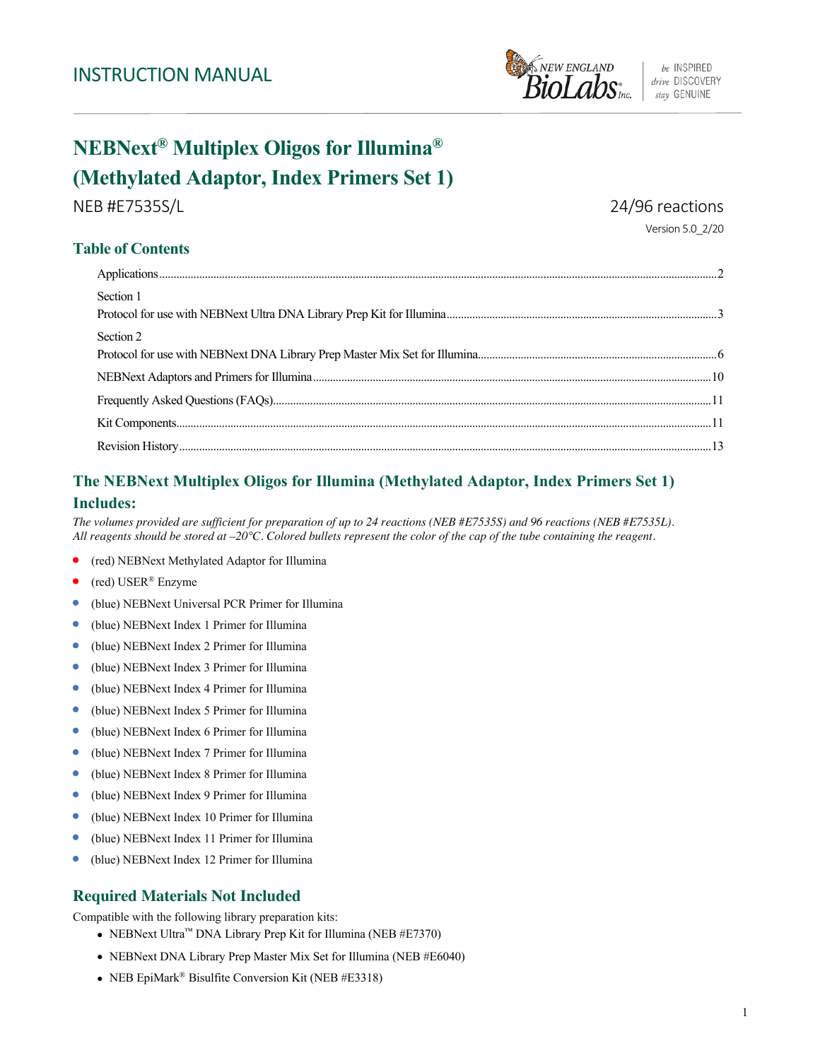INSTRUCTION MANUAL

# NEBNext® Multiplex Oligos for Illumina® (Methylated Adaptor, Index Primers Set 1)

NEB #E7535S/L

24/96 reactions

Version 5.0_2/20

## Table of Contents

Applications ... 2

Section 1
Protocol for use with NEBNext Ultra DNA Library Prep Kit for Illumina ... 3

Section 2
Protocol for use with NEBNext DNA Library Prep Master Mix Set for Illumina ... 6

NEBNext Adaptors and Primers for Illumina ... 10

Frequently Asked Questions (FAQs) ... 11

Kit Components ... 11

Revision History ... 13

## The NEBNext Multiplex Oligos for Illumina (Methylated Adaptor, Index Primers Set 1) Includes:

*The volumes provided are sufficient for preparation of up to 24 reactions (NEB #E7535S) and 96 reactions (NEB #E7535L). All reagents should be stored at –20°C. Colored bullets represent the color of the cap of the tube containing the reagent.*

- (red) NEBNext Methylated Adaptor for Illumina
- (red) USER® Enzyme
- (blue) NEBNext Universal PCR Primer for Illumina
- (blue) NEBNext Index 1 Primer for Illumina
- (blue) NEBNext Index 2 Primer for Illumina
- (blue) NEBNext Index 3 Primer for Illumina
- (blue) NEBNext Index 4 Primer for Illumina
- (blue) NEBNext Index 5 Primer for Illumina
- (blue) NEBNext Index 6 Primer for Illumina
- (blue) NEBNext Index 7 Primer for Illumina
- (blue) NEBNext Index 8 Primer for Illumina
- (blue) NEBNext Index 9 Primer for Illumina
- (blue) NEBNext Index 10 Primer for Illumina
- (blue) NEBNext Index 11 Primer for Illumina
- (blue) NEBNext Index 12 Primer for Illumina

## Required Materials Not Included

Compatible with the following library preparation kits:

- NEBNext Ultra™ DNA Library Prep Kit for Illumina (NEB #E7370)
- NEBNext DNA Library Prep Master Mix Set for Illumina (NEB #E6040)
- NEB EpiMark® Bisulfite Conversion Kit (NEB #E3318)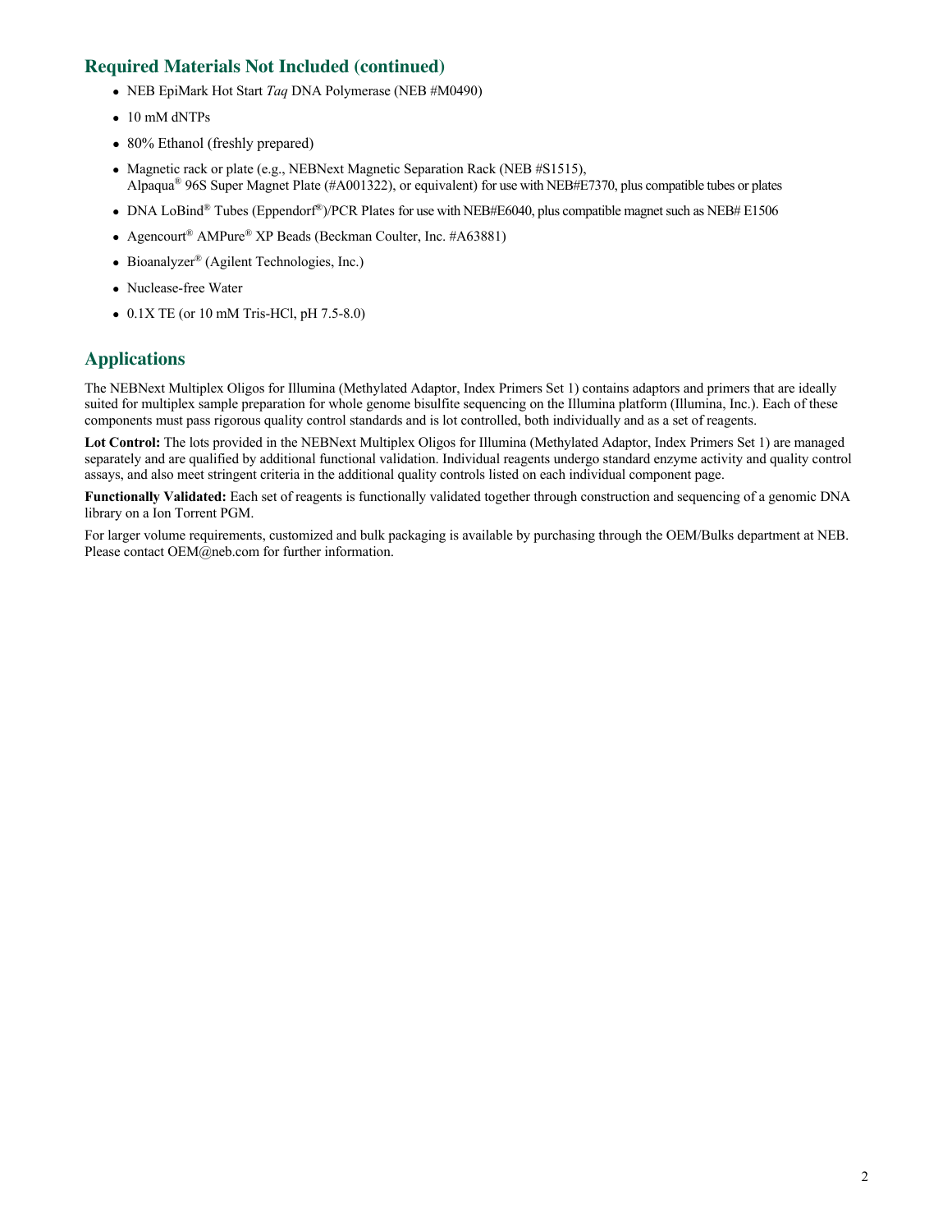## Required Materials Not Included (continued)

- NEB EpiMark Hot Start *Taq* DNA Polymerase (NEB #M0490)
- 10 mM dNTPs
- 80% Ethanol (freshly prepared)
- Magnetic rack or plate (e.g., NEBNext Magnetic Separation Rack (NEB #S1515), Alpaqua® 96S Super Magnet Plate (#A001322), or equivalent) for use with NEB#E7370, plus compatible tubes or plates
- DNA LoBind® Tubes (Eppendorf®)/PCR Plates for use with NEB#E6040, plus compatible magnet such as NEB# E1506
- Agencourt® AMPure® XP Beads (Beckman Coulter, Inc. #A63881)
- Bioanalyzer® (Agilent Technologies, Inc.)
- Nuclease-free Water
- 0.1X TE (or 10 mM Tris-HCl, pH 7.5-8.0)

## Applications

The NEBNext Multiplex Oligos for Illumina (Methylated Adaptor, Index Primers Set 1) contains adaptors and primers that are ideally suited for multiplex sample preparation for whole genome bisulfite sequencing on the Illumina platform (Illumina, Inc.). Each of these components must pass rigorous quality control standards and is lot controlled, both individually and as a set of reagents.

**Lot Control:** The lots provided in the NEBNext Multiplex Oligos for Illumina (Methylated Adaptor, Index Primers Set 1) are managed separately and are qualified by additional functional validation. Individual reagents undergo standard enzyme activity and quality control assays, and also meet stringent criteria in the additional quality controls listed on each individual component page.

**Functionally Validated:** Each set of reagents is functionally validated together through construction and sequencing of a genomic DNA library on a Ion Torrent PGM.

For larger volume requirements, customized and bulk packaging is available by purchasing through the OEM/Bulks department at NEB. Please contact OEM@neb.com for further information.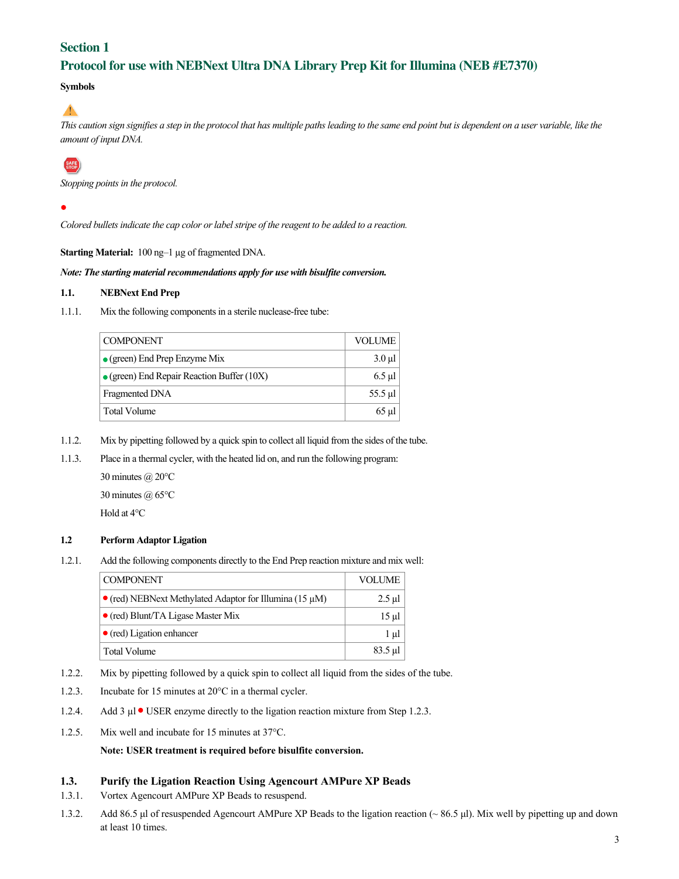## Section 1
## Protocol for use with NEBNext Ultra DNA Library Prep Kit for Illumina (NEB #E7370)

**Symbols**

⚠

*This caution sign signifies a step in the protocol that has multiple paths leading to the same end point but is dependent on a user variable, like the amount of input DNA.*

SAFE STOP

*Stopping points in the protocol.*

●

*Colored bullets indicate the cap color or label stripe of the reagent to be added to a reaction.*

**Starting Material:** 100 ng–1 µg of fragmented DNA.

***Note: The starting material recommendations apply for use with bisulfite conversion.***

### 1.1. NEBNext End Prep

1.1.1. Mix the following components in a sterile nuclease-free tube:

| COMPONENT | VOLUME |
|---|---|
| ● (green) End Prep Enzyme Mix | 3.0 µl |
| ● (green) End Repair Reaction Buffer (10X) | 6.5 µl |
| Fragmented DNA | 55.5 µl |
| Total Volume | 65 µl |

1.1.2. Mix by pipetting followed by a quick spin to collect all liquid from the sides of the tube.

1.1.3. Place in a thermal cycler, with the heated lid on, and run the following program:

30 minutes @ 20°C

30 minutes @ 65°C

Hold at 4°C

### 1.2 Perform Adaptor Ligation

1.2.1. Add the following components directly to the End Prep reaction mixture and mix well:

| COMPONENT | VOLUME |
|---|---|
| ● (red) NEBNext Methylated Adaptor for Illumina (15 µM) | 2.5 µl |
| ● (red) Blunt/TA Ligase Master Mix | 15 µl |
| ● (red) Ligation enhancer | 1 µl |
| Total Volume | 83.5 µl |

1.2.2. Mix by pipetting followed by a quick spin to collect all liquid from the sides of the tube.

1.2.3. Incubate for 15 minutes at 20°C in a thermal cycler.

1.2.4. Add 3 µl ● USER enzyme directly to the ligation reaction mixture from Step 1.2.3.

1.2.5. Mix well and incubate for 15 minutes at 37°C.

**Note: USER treatment is required before bisulfite conversion.**

### 1.3. Purify the Ligation Reaction Using Agencourt AMPure XP Beads

1.3.1. Vortex Agencourt AMPure XP Beads to resuspend.

1.3.2. Add 86.5 µl of resuspended Agencourt AMPure XP Beads to the ligation reaction (~ 86.5 µl). Mix well by pipetting up and down at least 10 times.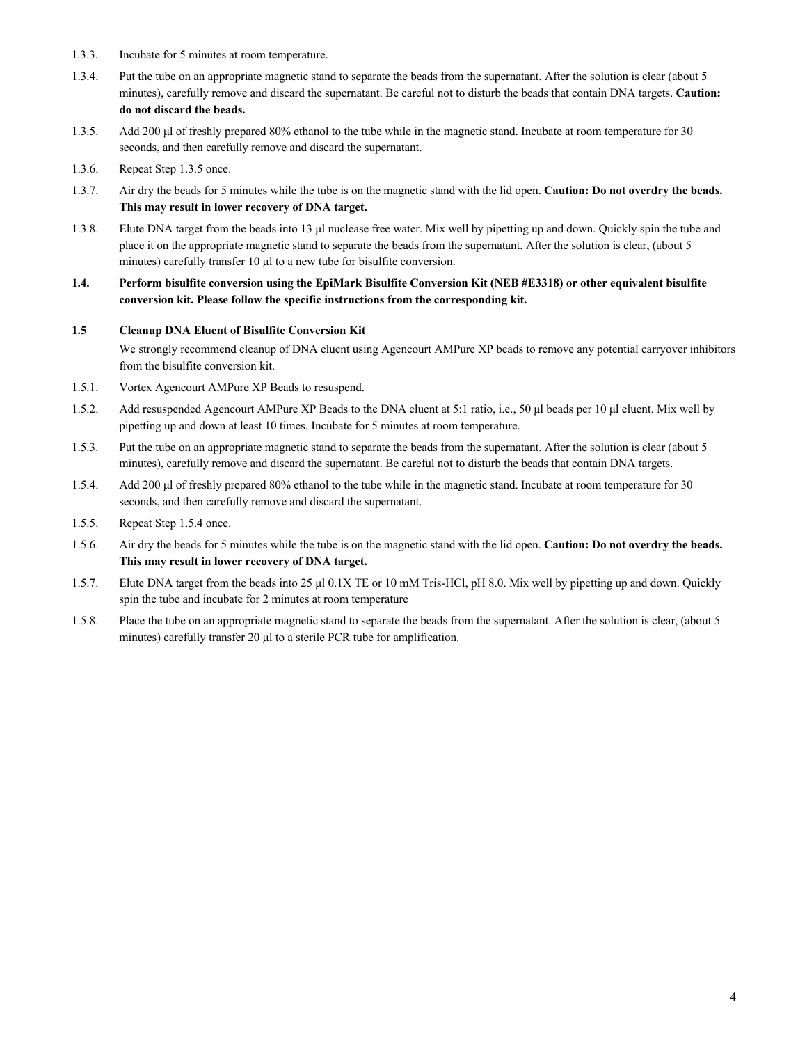1.3.3. Incubate for 5 minutes at room temperature.

1.3.4. Put the tube on an appropriate magnetic stand to separate the beads from the supernatant. After the solution is clear (about 5 minutes), carefully remove and discard the supernatant. Be careful not to disturb the beads that contain DNA targets. **Caution: do not discard the beads.**

1.3.5. Add 200 µl of freshly prepared 80% ethanol to the tube while in the magnetic stand. Incubate at room temperature for 30 seconds, and then carefully remove and discard the supernatant.

1.3.6. Repeat Step 1.3.5 once.

1.3.7. Air dry the beads for 5 minutes while the tube is on the magnetic stand with the lid open. **Caution: Do not overdry the beads. This may result in lower recovery of DNA target.**

1.3.8. Elute DNA target from the beads into 13 µl nuclease free water. Mix well by pipetting up and down. Quickly spin the tube and place it on the appropriate magnetic stand to separate the beads from the supernatant. After the solution is clear, (about 5 minutes) carefully transfer 10 µl to a new tube for bisulfite conversion.

**1.4. Perform bisulfite conversion using the EpiMark Bisulfite Conversion Kit (NEB #E3318) or other equivalent bisulfite conversion kit. Please follow the specific instructions from the corresponding kit.**

**1.5 Cleanup DNA Eluent of Bisulfite Conversion Kit**

We strongly recommend cleanup of DNA eluent using Agencourt AMPure XP beads to remove any potential carryover inhibitors from the bisulfite conversion kit.

1.5.1. Vortex Agencourt AMPure XP Beads to resuspend.

1.5.2. Add resuspended Agencourt AMPure XP Beads to the DNA eluent at 5:1 ratio, i.e., 50 µl beads per 10 µl eluent. Mix well by pipetting up and down at least 10 times. Incubate for 5 minutes at room temperature.

1.5.3. Put the tube on an appropriate magnetic stand to separate the beads from the supernatant. After the solution is clear (about 5 minutes), carefully remove and discard the supernatant. Be careful not to disturb the beads that contain DNA targets.

1.5.4. Add 200 µl of freshly prepared 80% ethanol to the tube while in the magnetic stand. Incubate at room temperature for 30 seconds, and then carefully remove and discard the supernatant.

1.5.5. Repeat Step 1.5.4 once.

1.5.6. Air dry the beads for 5 minutes while the tube is on the magnetic stand with the lid open. **Caution: Do not overdry the beads. This may result in lower recovery of DNA target.**

1.5.7. Elute DNA target from the beads into 25 µl 0.1X TE or 10 mM Tris-HCl, pH 8.0. Mix well by pipetting up and down. Quickly spin the tube and incubate for 2 minutes at room temperature

1.5.8. Place the tube on an appropriate magnetic stand to separate the beads from the supernatant. After the solution is clear, (about 5 minutes) carefully transfer 20 µl to a sterile PCR tube for amplification.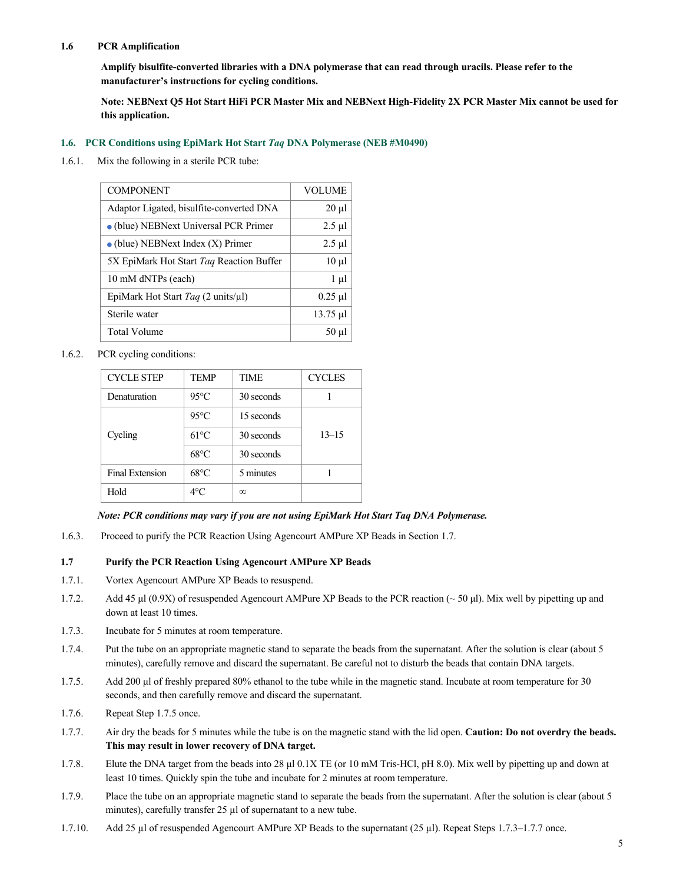### 1.6 PCR Amplification

**Amplify bisulfite-converted libraries with a DNA polymerase that can read through uracils. Please refer to the manufacturer's instructions for cycling conditions.**

**Note: NEBNext Q5 Hot Start HiFi PCR Master Mix and NEBNext High-Fidelity 2X PCR Master Mix cannot be used for this application.**

### 1.6. PCR Conditions using EpiMark Hot Start *Taq* DNA Polymerase (NEB #M0490)

1.6.1. Mix the following in a sterile PCR tube:

| COMPONENT | VOLUME |
|---|---|
| Adaptor Ligated, bisulfite-converted DNA | 20 µl |
| ● (blue) NEBNext Universal PCR Primer | 2.5 µl |
| ● (blue) NEBNext Index (X) Primer | 2.5 µl |
| 5X EpiMark Hot Start *Taq* Reaction Buffer | 10 µl |
| 10 mM dNTPs (each) | 1 µl |
| EpiMark Hot Start *Taq* (2 units/µl) | 0.25 µl |
| Sterile water | 13.75 µl |
| Total Volume | 50 µl |

1.6.2. PCR cycling conditions:

| CYCLE STEP | TEMP | TIME | CYCLES |
|---|---|---|---|
| Denaturation | 95°C | 30 seconds | 1 |
| Cycling | 95°C | 15 seconds | 13–15 |
| | 61°C | 30 seconds | |
| | 68°C | 30 seconds | |
| Final Extension | 68°C | 5 minutes | 1 |
| Hold | 4°C | ∞ | |

***Note: PCR conditions may vary if you are not using EpiMark Hot Start Taq DNA Polymerase.***

1.6.3. Proceed to purify the PCR Reaction Using Agencourt AMPure XP Beads in Section 1.7.

### 1.7 Purify the PCR Reaction Using Agencourt AMPure XP Beads

1.7.1. Vortex Agencourt AMPure XP Beads to resuspend.

1.7.2. Add 45 µl (0.9X) of resuspended Agencourt AMPure XP Beads to the PCR reaction (~ 50 µl). Mix well by pipetting up and down at least 10 times.

1.7.3. Incubate for 5 minutes at room temperature.

1.7.4. Put the tube on an appropriate magnetic stand to separate the beads from the supernatant. After the solution is clear (about 5 minutes), carefully remove and discard the supernatant. Be careful not to disturb the beads that contain DNA targets.

1.7.5. Add 200 µl of freshly prepared 80% ethanol to the tube while in the magnetic stand. Incubate at room temperature for 30 seconds, and then carefully remove and discard the supernatant.

1.7.6. Repeat Step 1.7.5 once.

1.7.7. Air dry the beads for 5 minutes while the tube is on the magnetic stand with the lid open. **Caution: Do not overdry the beads. This may result in lower recovery of DNA target.**

1.7.8. Elute the DNA target from the beads into 28 µl 0.1X TE (or 10 mM Tris-HCl, pH 8.0). Mix well by pipetting up and down at least 10 times. Quickly spin the tube and incubate for 2 minutes at room temperature.

1.7.9. Place the tube on an appropriate magnetic stand to separate the beads from the supernatant. After the solution is clear (about 5 minutes), carefully transfer 25 µl of supernatant to a new tube.

1.7.10. Add 25 µl of resuspended Agencourt AMPure XP Beads to the supernatant (25 µl). Repeat Steps 1.7.3–1.7.7 once.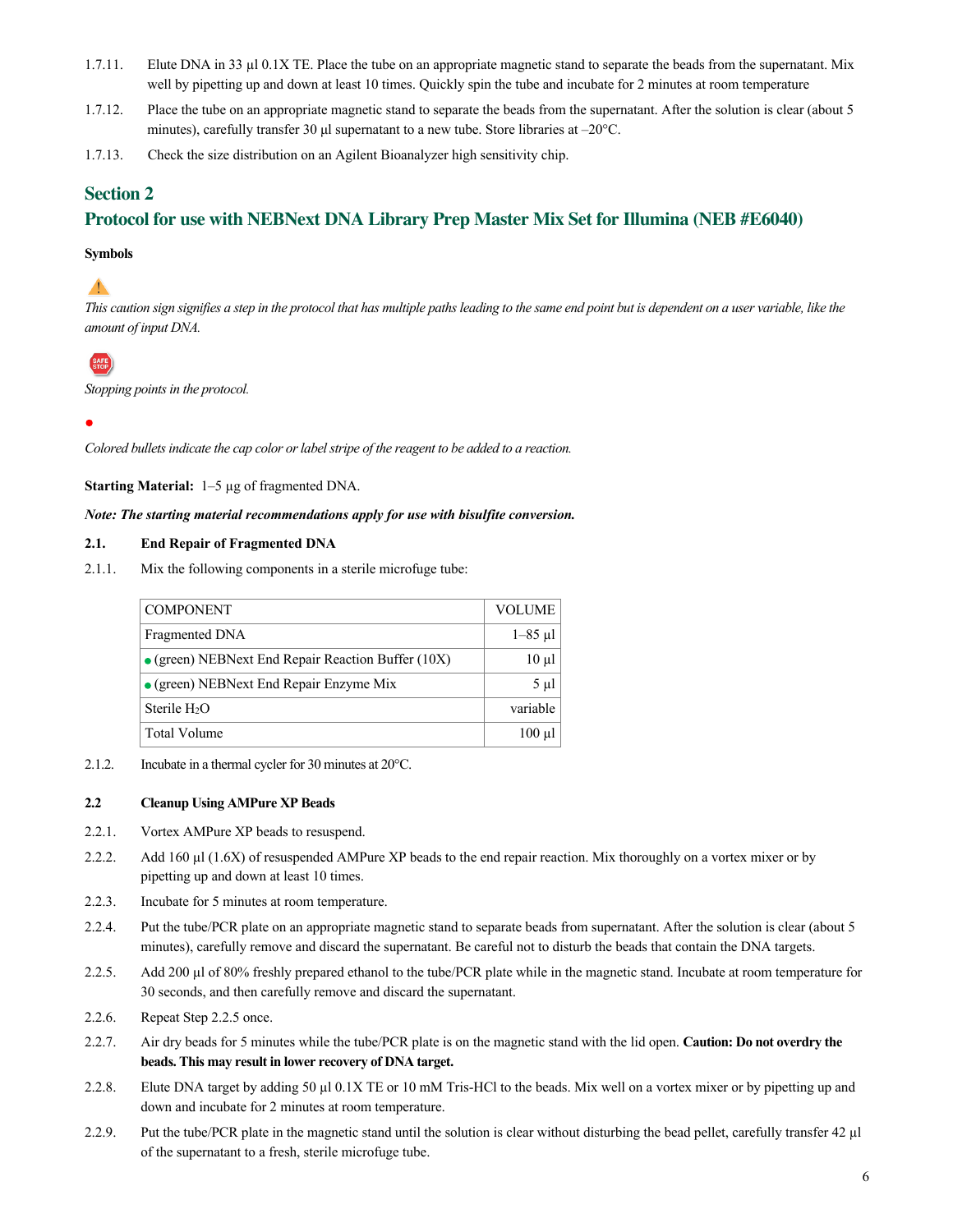1.7.11. Elute DNA in 33 µl 0.1X TE. Place the tube on an appropriate magnetic stand to separate the beads from the supernatant. Mix well by pipetting up and down at least 10 times. Quickly spin the tube and incubate for 2 minutes at room temperature

1.7.12. Place the tube on an appropriate magnetic stand to separate the beads from the supernatant. After the solution is clear (about 5 minutes), carefully transfer 30 µl supernatant to a new tube. Store libraries at –20°C.

1.7.13. Check the size distribution on an Agilent Bioanalyzer high sensitivity chip.

## Section 2

## Protocol for use with NEBNext DNA Library Prep Master Mix Set for Illumina (NEB #E6040)

**Symbols**

*This caution sign signifies a step in the protocol that has multiple paths leading to the same end point but is dependent on a user variable, like the amount of input DNA.*

*Stopping points in the protocol.*

*Colored bullets indicate the cap color or label stripe of the reagent to be added to a reaction.*

**Starting Material:** 1–5 µg of fragmented DNA.

***Note: The starting material recommendations apply for use with bisulfite conversion.***

### 2.1. End Repair of Fragmented DNA

2.1.1. Mix the following components in a sterile microfuge tube:

| COMPONENT | VOLUME |
|---|---|
| Fragmented DNA | 1–85 µl |
| • (green) NEBNext End Repair Reaction Buffer (10X) | 10 µl |
| • (green) NEBNext End Repair Enzyme Mix | 5 µl |
| Sterile $H_2O$ | variable |
| Total Volume | 100 µl |

2.1.2. Incubate in a thermal cycler for 30 minutes at 20°C.

### 2.2 Cleanup Using AMPure XP Beads

2.2.1. Vortex AMPure XP beads to resuspend.

2.2.2. Add 160 µl (1.6X) of resuspended AMPure XP beads to the end repair reaction. Mix thoroughly on a vortex mixer or by pipetting up and down at least 10 times.

2.2.3. Incubate for 5 minutes at room temperature.

2.2.4. Put the tube/PCR plate on an appropriate magnetic stand to separate beads from supernatant. After the solution is clear (about 5 minutes), carefully remove and discard the supernatant. Be careful not to disturb the beads that contain the DNA targets.

2.2.5. Add 200 µl of 80% freshly prepared ethanol to the tube/PCR plate while in the magnetic stand. Incubate at room temperature for 30 seconds, and then carefully remove and discard the supernatant.

2.2.6. Repeat Step 2.2.5 once.

2.2.7. Air dry beads for 5 minutes while the tube/PCR plate is on the magnetic stand with the lid open. **Caution: Do not overdry the beads. This may result in lower recovery of DNA target.**

2.2.8. Elute DNA target by adding 50 µl 0.1X TE or 10 mM Tris-HCl to the beads. Mix well on a vortex mixer or by pipetting up and down and incubate for 2 minutes at room temperature.

2.2.9. Put the tube/PCR plate in the magnetic stand until the solution is clear without disturbing the bead pellet, carefully transfer 42 µl of the supernatant to a fresh, sterile microfuge tube.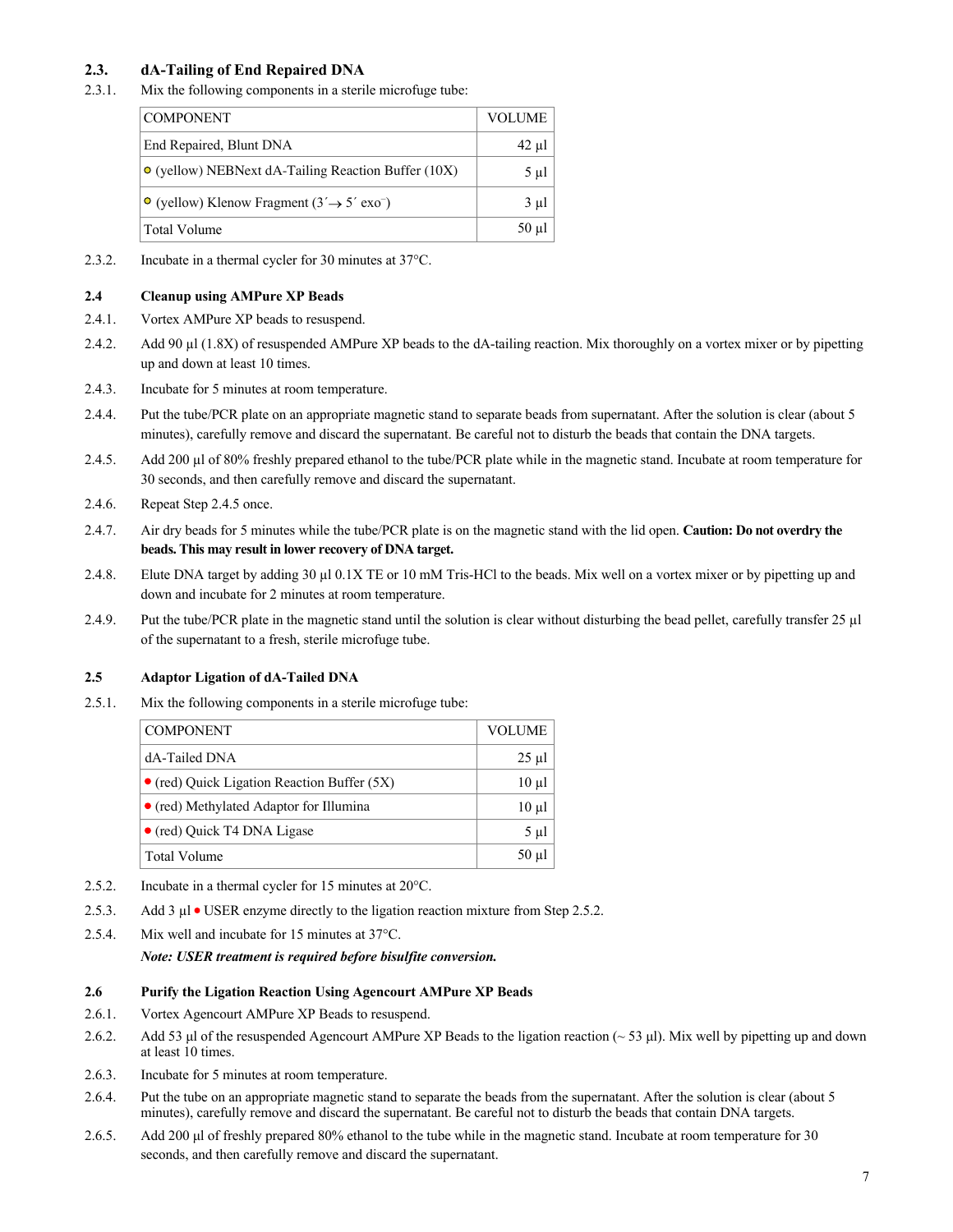### 2.3. dA-Tailing of End Repaired DNA

2.3.1. Mix the following components in a sterile microfuge tube:

| COMPONENT | VOLUME |
|---|---|
| End Repaired, Blunt DNA | 42 µl |
| ● (yellow) NEBNext dA-Tailing Reaction Buffer (10X) | 5 µl |
| ● (yellow) Klenow Fragment (3´→ 5´ exo⁻) | 3 µl |
| Total Volume | 50 µl |

2.3.2. Incubate in a thermal cycler for 30 minutes at 37°C.

### 2.4 Cleanup using AMPure XP Beads

2.4.1. Vortex AMPure XP beads to resuspend.

2.4.2. Add 90 µl (1.8X) of resuspended AMPure XP beads to the dA-tailing reaction. Mix thoroughly on a vortex mixer or by pipetting up and down at least 10 times.

2.4.3. Incubate for 5 minutes at room temperature.

2.4.4. Put the tube/PCR plate on an appropriate magnetic stand to separate beads from supernatant. After the solution is clear (about 5 minutes), carefully remove and discard the supernatant. Be careful not to disturb the beads that contain the DNA targets.

2.4.5. Add 200 µl of 80% freshly prepared ethanol to the tube/PCR plate while in the magnetic stand. Incubate at room temperature for 30 seconds, and then carefully remove and discard the supernatant.

2.4.6. Repeat Step 2.4.5 once.

2.4.7. Air dry beads for 5 minutes while the tube/PCR plate is on the magnetic stand with the lid open. **Caution: Do not overdry the beads. This may result in lower recovery of DNA target.**

2.4.8. Elute DNA target by adding 30 µl 0.1X TE or 10 mM Tris-HCl to the beads. Mix well on a vortex mixer or by pipetting up and down and incubate for 2 minutes at room temperature.

2.4.9. Put the tube/PCR plate in the magnetic stand until the solution is clear without disturbing the bead pellet, carefully transfer 25 µl of the supernatant to a fresh, sterile microfuge tube.

### 2.5 Adaptor Ligation of dA-Tailed DNA

2.5.1. Mix the following components in a sterile microfuge tube:

| COMPONENT | VOLUME |
|---|---|
| dA-Tailed DNA | 25 µl |
| ● (red) Quick Ligation Reaction Buffer (5X) | 10 µl |
| ● (red) Methylated Adaptor for Illumina | 10 µl |
| ● (red) Quick T4 DNA Ligase | 5 µl |
| Total Volume | 50 µl |

2.5.2. Incubate in a thermal cycler for 15 minutes at 20°C.

2.5.3. Add 3 µl ● USER enzyme directly to the ligation reaction mixture from Step 2.5.2.

2.5.4. Mix well and incubate for 15 minutes at 37°C.

***Note: USER treatment is required before bisulfite conversion.***

### 2.6 Purify the Ligation Reaction Using Agencourt AMPure XP Beads

2.6.1. Vortex Agencourt AMPure XP Beads to resuspend.

2.6.2. Add 53 µl of the resuspended Agencourt AMPure XP Beads to the ligation reaction (~ 53 µl). Mix well by pipetting up and down at least 10 times.

2.6.3. Incubate for 5 minutes at room temperature.

2.6.4. Put the tube on an appropriate magnetic stand to separate the beads from the supernatant. After the solution is clear (about 5 minutes), carefully remove and discard the supernatant. Be careful not to disturb the beads that contain DNA targets.

2.6.5. Add 200 µl of freshly prepared 80% ethanol to the tube while in the magnetic stand. Incubate at room temperature for 30 seconds, and then carefully remove and discard the supernatant.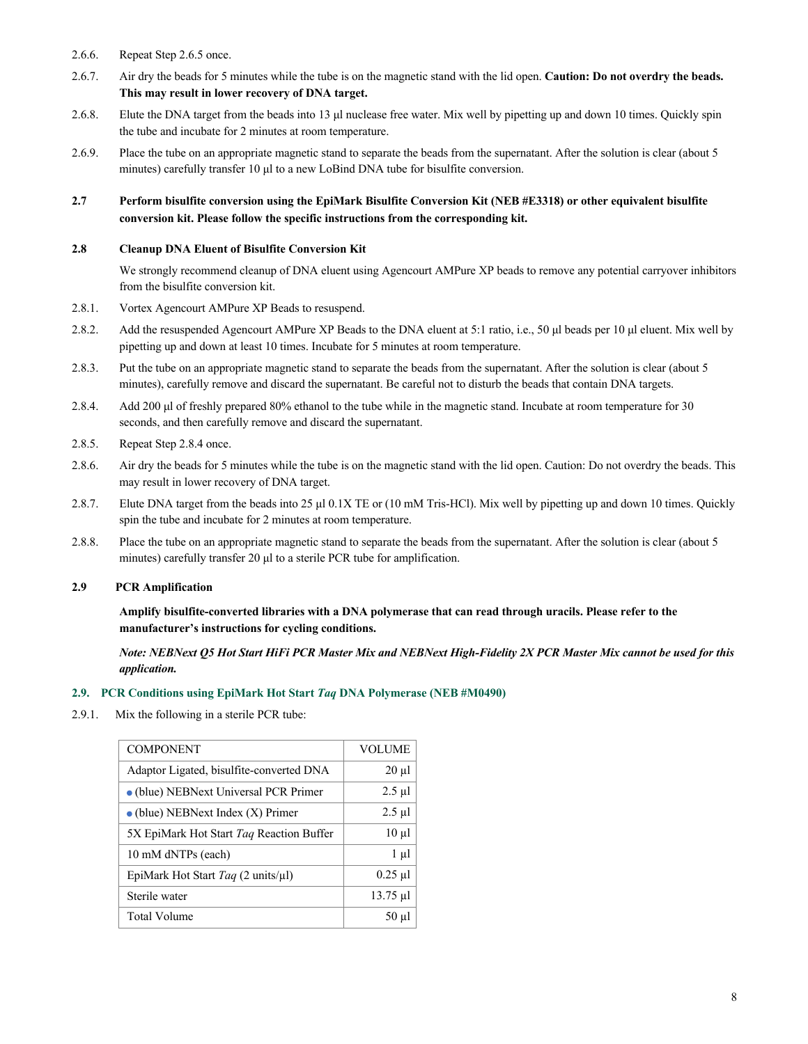2.6.6. Repeat Step 2.6.5 once.

2.6.7. Air dry the beads for 5 minutes while the tube is on the magnetic stand with the lid open. **Caution: Do not overdry the beads. This may result in lower recovery of DNA target.**

2.6.8. Elute the DNA target from the beads into 13 µl nuclease free water. Mix well by pipetting up and down 10 times. Quickly spin the tube and incubate for 2 minutes at room temperature.

2.6.9. Place the tube on an appropriate magnetic stand to separate the beads from the supernatant. After the solution is clear (about 5 minutes) carefully transfer 10 µl to a new LoBind DNA tube for bisulfite conversion.

### 2.7 Perform bisulfite conversion using the EpiMark Bisulfite Conversion Kit (NEB #E3318) or other equivalent bisulfite conversion kit. Please follow the specific instructions from the corresponding kit.

### 2.8 Cleanup DNA Eluent of Bisulfite Conversion Kit

We strongly recommend cleanup of DNA eluent using Agencourt AMPure XP beads to remove any potential carryover inhibitors from the bisulfite conversion kit.

2.8.1. Vortex Agencourt AMPure XP Beads to resuspend.

2.8.2. Add the resuspended Agencourt AMPure XP Beads to the DNA eluent at 5:1 ratio, i.e., 50 µl beads per 10 µl eluent. Mix well by pipetting up and down at least 10 times. Incubate for 5 minutes at room temperature.

2.8.3. Put the tube on an appropriate magnetic stand to separate the beads from the supernatant. After the solution is clear (about 5 minutes), carefully remove and discard the supernatant. Be careful not to disturb the beads that contain DNA targets.

2.8.4. Add 200 µl of freshly prepared 80% ethanol to the tube while in the magnetic stand. Incubate at room temperature for 30 seconds, and then carefully remove and discard the supernatant.

2.8.5. Repeat Step 2.8.4 once.

2.8.6. Air dry the beads for 5 minutes while the tube is on the magnetic stand with the lid open. Caution: Do not overdry the beads. This may result in lower recovery of DNA target.

2.8.7. Elute DNA target from the beads into 25 µl 0.1X TE or (10 mM Tris-HCl). Mix well by pipetting up and down 10 times. Quickly spin the tube and incubate for 2 minutes at room temperature.

2.8.8. Place the tube on an appropriate magnetic stand to separate the beads from the supernatant. After the solution is clear (about 5 minutes) carefully transfer 20 µl to a sterile PCR tube for amplification.

### 2.9 PCR Amplification

**Amplify bisulfite-converted libraries with a DNA polymerase that can read through uracils. Please refer to the manufacturer's instructions for cycling conditions.**

***Note: NEBNext Q5 Hot Start HiFi PCR Master Mix and NEBNext High-Fidelity 2X PCR Master Mix cannot be used for this application.***

### 2.9. PCR Conditions using EpiMark Hot Start *Taq* DNA Polymerase (NEB #M0490)

2.9.1. Mix the following in a sterile PCR tube:

| COMPONENT | VOLUME |
|---|---|
| Adaptor Ligated, bisulfite-converted DNA | 20 µl |
| ● (blue) NEBNext Universal PCR Primer | 2.5 µl |
| ● (blue) NEBNext Index (X) Primer | 2.5 µl |
| 5X EpiMark Hot Start *Taq* Reaction Buffer | 10 µl |
| 10 mM dNTPs (each) | 1 µl |
| EpiMark Hot Start *Taq* (2 units/µl) | 0.25 µl |
| Sterile water | 13.75 µl |
| Total Volume | 50 µl |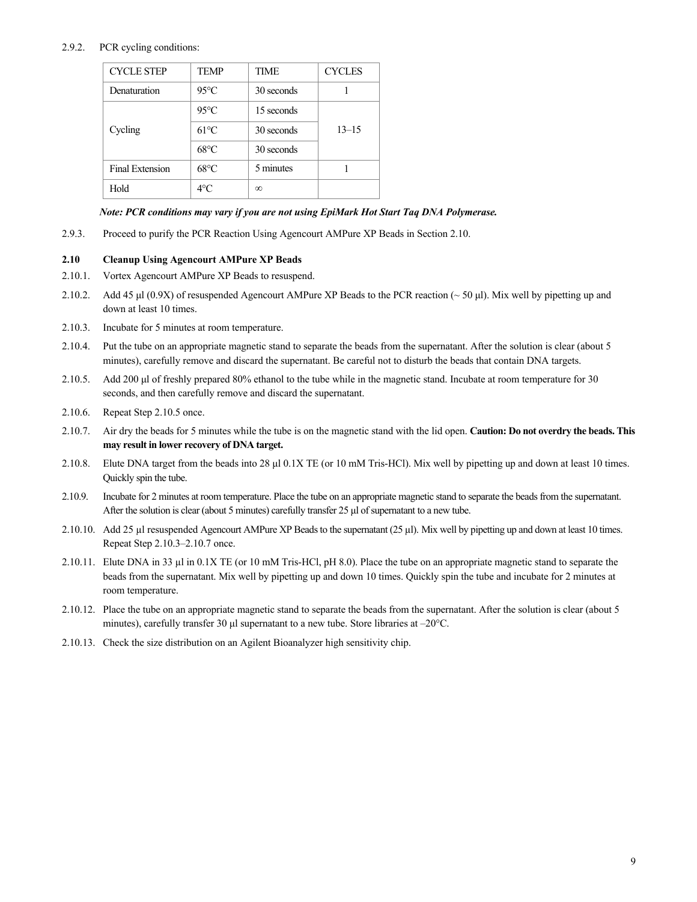2.9.2. PCR cycling conditions:

| CYCLE STEP | TEMP | TIME | CYCLES |
|---|---|---|---|
| Denaturation | 95°C | 30 seconds | 1 |
| Cycling | 95°C | 15 seconds | 13–15 |
| | 61°C | 30 seconds | |
| | 68°C | 30 seconds | |
| Final Extension | 68°C | 5 minutes | 1 |
| Hold | 4°C | ∞ | |

***Note: PCR conditions may vary if you are not using EpiMark Hot Start Taq DNA Polymerase.***

2.9.3. Proceed to purify the PCR Reaction Using Agencourt AMPure XP Beads in Section 2.10.

**2.10 Cleanup Using Agencourt AMPure XP Beads**

2.10.1. Vortex Agencourt AMPure XP Beads to resuspend.

2.10.2. Add 45 µl (0.9X) of resuspended Agencourt AMPure XP Beads to the PCR reaction (~ 50 µl). Mix well by pipetting up and down at least 10 times.

2.10.3. Incubate for 5 minutes at room temperature.

2.10.4. Put the tube on an appropriate magnetic stand to separate the beads from the supernatant. After the solution is clear (about 5 minutes), carefully remove and discard the supernatant. Be careful not to disturb the beads that contain DNA targets.

2.10.5. Add 200 µl of freshly prepared 80% ethanol to the tube while in the magnetic stand. Incubate at room temperature for 30 seconds, and then carefully remove and discard the supernatant.

2.10.6. Repeat Step 2.10.5 once.

2.10.7. Air dry the beads for 5 minutes while the tube is on the magnetic stand with the lid open. **Caution: Do not overdry the beads. This may result in lower recovery of DNA target.**

2.10.8. Elute DNA target from the beads into 28 µl 0.1X TE (or 10 mM Tris-HCl). Mix well by pipetting up and down at least 10 times. Quickly spin the tube.

2.10.9. Incubate for 2 minutes at room temperature. Place the tube on an appropriate magnetic stand to separate the beads from the supernatant. After the solution is clear (about 5 minutes) carefully transfer 25 µl of supernatant to a new tube.

2.10.10. Add 25 µl resuspended Agencourt AMPure XP Beads to the supernatant (25 µl). Mix well by pipetting up and down at least 10 times. Repeat Step 2.10.3–2.10.7 once.

2.10.11. Elute DNA in 33 µl in 0.1X TE (or 10 mM Tris-HCl, pH 8.0). Place the tube on an appropriate magnetic stand to separate the beads from the supernatant. Mix well by pipetting up and down 10 times. Quickly spin the tube and incubate for 2 minutes at room temperature.

2.10.12. Place the tube on an appropriate magnetic stand to separate the beads from the supernatant. After the solution is clear (about 5 minutes), carefully transfer 30 µl supernatant to a new tube. Store libraries at –20°C.

2.10.13. Check the size distribution on an Agilent Bioanalyzer high sensitivity chip.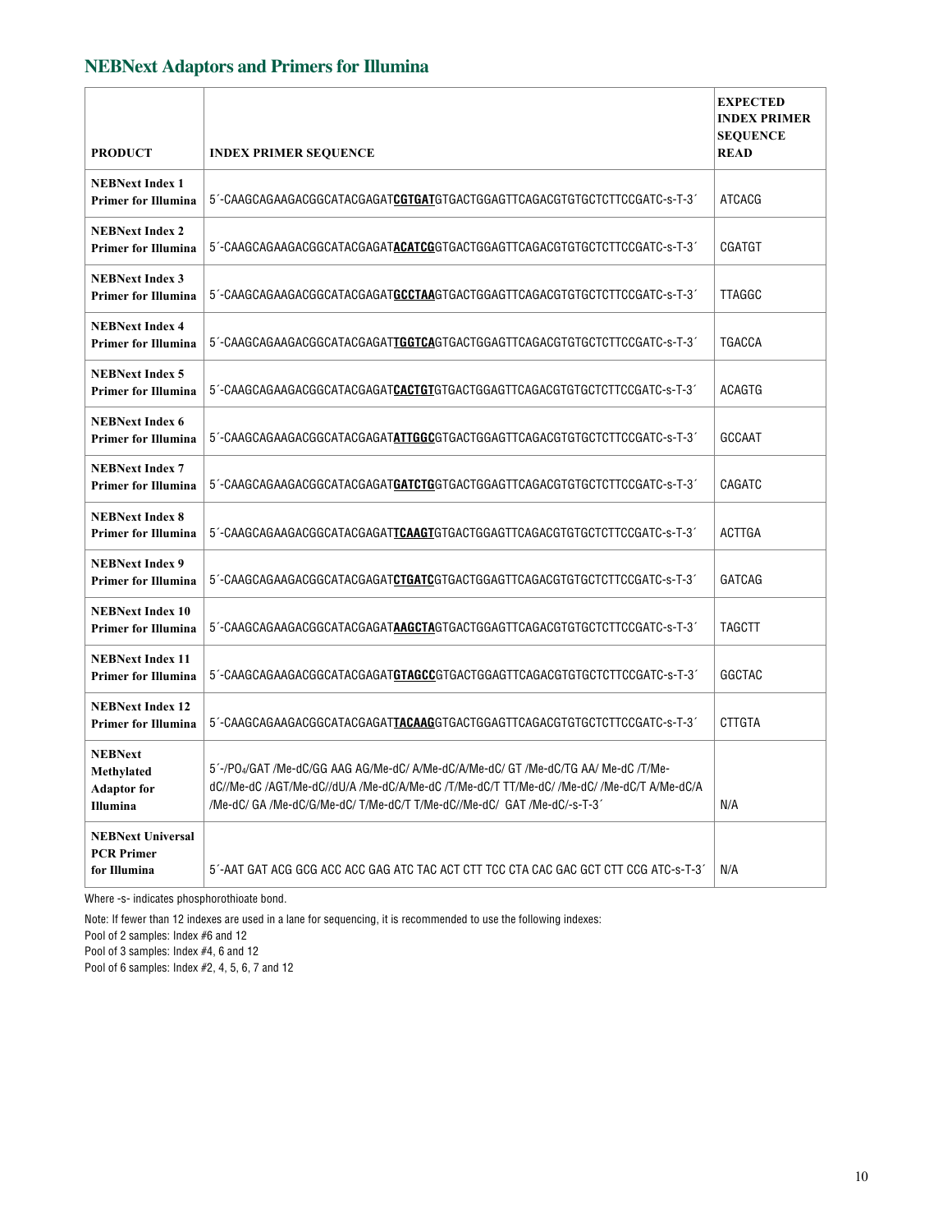## NEBNext Adaptors and Primers for Illumina

| PRODUCT | INDEX PRIMER SEQUENCE | EXPECTED INDEX PRIMER SEQUENCE READ |
|---|---|---|
| **NEBNext Index 1 Primer for Illumina** | 5´-CAAGCAGAAGACGGCATACGAGAT**CGTGAT**GTGACTGGAGTTCAGACGTGTGCTCTTCCGATC-s-T-3´ | ATCACG |
| **NEBNext Index 2 Primer for Illumina** | 5´-CAAGCAGAAGACGGCATACGAGAT**ACATCG**GTGACTGGAGTTCAGACGTGTGCTCTTCCGATC-s-T-3´ | CGATGT |
| **NEBNext Index 3 Primer for Illumina** | 5´-CAAGCAGAAGACGGCATACGAGAT**GCCTAA**GTGACTGGAGTTCAGACGTGTGCTCTTCCGATC-s-T-3´ | TTAGGC |
| **NEBNext Index 4 Primer for Illumina** | 5´-CAAGCAGAAGACGGCATACGAGAT**TGGTCA**GTGACTGGAGTTCAGACGTGTGCTCTTCCGATC-s-T-3´ | TGACCA |
| **NEBNext Index 5 Primer for Illumina** | 5´-CAAGCAGAAGACGGCATACGAGAT**CACTGT**GTGACTGGAGTTCAGACGTGTGCTCTTCCGATC-s-T-3´ | ACAGTG |
| **NEBNext Index 6 Primer for Illumina** | 5´-CAAGCAGAAGACGGCATACGAGAT**ATTGGC**GTGACTGGAGTTCAGACGTGTGCTCTTCCGATC-s-T-3´ | GCCAAT |
| **NEBNext Index 7 Primer for Illumina** | 5´-CAAGCAGAAGACGGCATACGAGAT**GATCTG**GTGACTGGAGTTCAGACGTGTGCTCTTCCGATC-s-T-3´ | CAGATC |
| **NEBNext Index 8 Primer for Illumina** | 5´-CAAGCAGAAGACGGCATACGAGAT**TCAAGT**GTGACTGGAGTTCAGACGTGTGCTCTTCCGATC-s-T-3´ | ACTTGA |
| **NEBNext Index 9 Primer for Illumina** | 5´-CAAGCAGAAGACGGCATACGAGAT**CTGATC**GTGACTGGAGTTCAGACGTGTGCTCTTCCGATC-s-T-3´ | GATCAG |
| **NEBNext Index 10 Primer for Illumina** | 5´-CAAGCAGAAGACGGCATACGAGAT**AAGCTA**GTGACTGGAGTTCAGACGTGTGCTCTTCCGATC-s-T-3´ | TAGCTT |
| **NEBNext Index 11 Primer for Illumina** | 5´-CAAGCAGAAGACGGCATACGAGAT**GTAGCC**GTGACTGGAGTTCAGACGTGTGCTCTTCCGATC-s-T-3´ | GGCTAC |
| **NEBNext Index 12 Primer for Illumina** | 5´-CAAGCAGAAGACGGCATACGAGAT**TACAAG**GTGACTGGAGTTCAGACGTGTGCTCTTCCGATC-s-T-3´ | CTTGTA |
| **NEBNext Methylated Adaptor for Illumina** | 5´-/$PO_4$/GAT /Me-dC/GG AAG AG/Me-dC/ A/Me-dC/A/Me-dC/ GT /Me-dC/TG AA/ Me-dC /T/Me-dC//Me-dC /AGT/Me-dC//dU/A /Me-dC/A/Me-dC /T/Me-dC/T TT/Me-dC/ /Me-dC/ /Me-dC/T A/Me-dC/A /Me-dC/ GA /Me-dC/G/Me-dC/ T/Me-dC/T T/Me-dC//Me-dC/ GAT /Me-dC/-s-T-3´ | N/A |
| **NEBNext Universal PCR Primer for Illumina** | 5´-AAT GAT ACG GCG ACC ACC GAG ATC TAC ACT CTT TCC CTA CAC GAC GCT CTT CCG ATC-s-T-3´ | N/A |

Where -s- indicates phosphorothioate bond.

Note: If fewer than 12 indexes are used in a lane for sequencing, it is recommended to use the following indexes:
Pool of 2 samples: Index #6 and 12
Pool of 3 samples: Index #4, 6 and 12
Pool of 6 samples: Index #2, 4, 5, 6, 7 and 12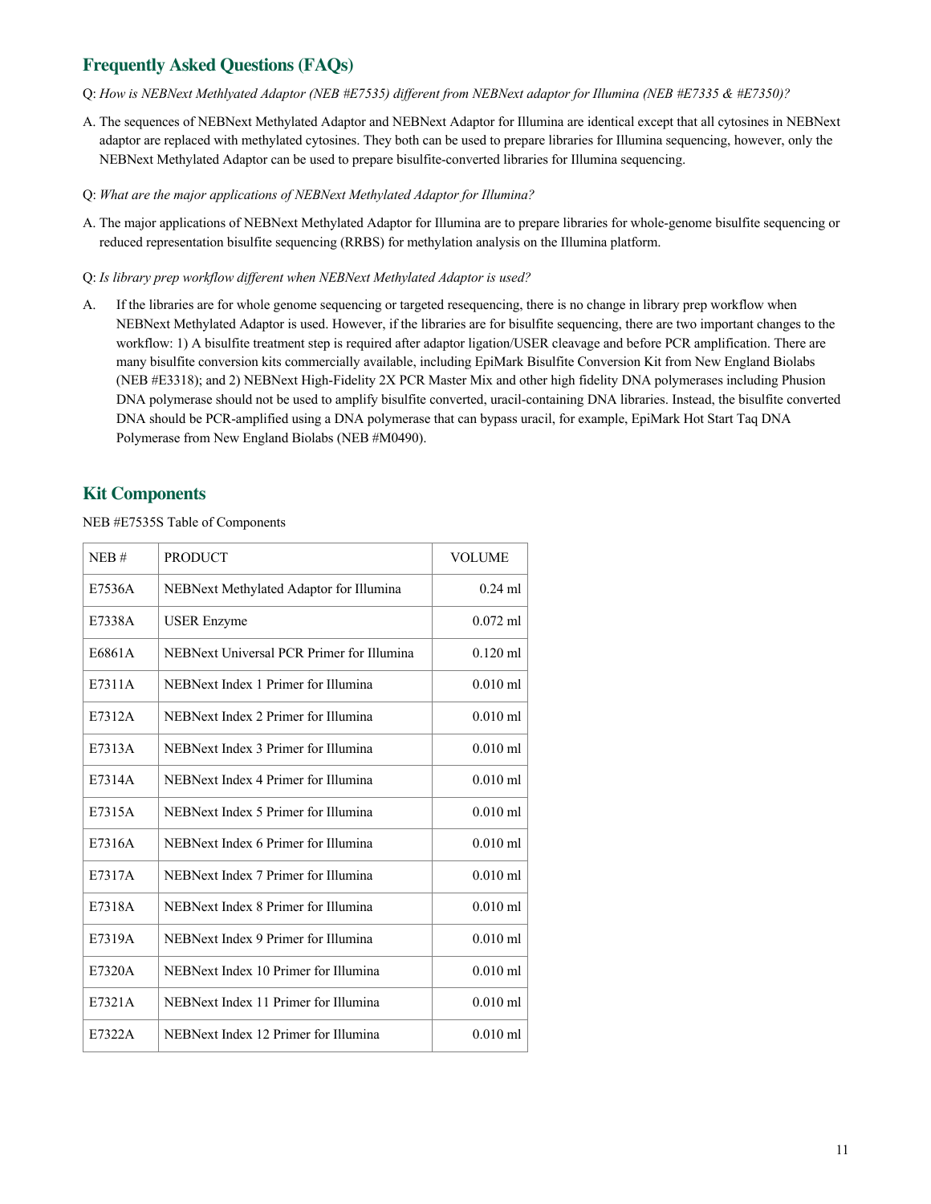## Frequently Asked Questions (FAQs)

Q: *How is NEBNext Methlyated Adaptor (NEB #E7535) different from NEBNext adaptor for Illumina (NEB #E7335 & #E7350)?*

A. The sequences of NEBNext Methylated Adaptor and NEBNext Adaptor for Illumina are identical except that all cytosines in NEBNext adaptor are replaced with methylated cytosines. They both can be used to prepare libraries for Illumina sequencing, however, only the NEBNext Methylated Adaptor can be used to prepare bisulfite-converted libraries for Illumina sequencing.

Q: *What are the major applications of NEBNext Methylated Adaptor for Illumina?*

A. The major applications of NEBNext Methylated Adaptor for Illumina are to prepare libraries for whole-genome bisulfite sequencing or reduced representation bisulfite sequencing (RRBS) for methylation analysis on the Illumina platform.

Q: *Is library prep workflow different when NEBNext Methylated Adaptor is used?*

A. If the libraries are for whole genome sequencing or targeted resequencing, there is no change in library prep workflow when NEBNext Methylated Adaptor is used. However, if the libraries are for bisulfite sequencing, there are two important changes to the workflow: 1) A bisulfite treatment step is required after adaptor ligation/USER cleavage and before PCR amplification. There are many bisulfite conversion kits commercially available, including EpiMark Bisulfite Conversion Kit from New England Biolabs (NEB #E3318); and 2) NEBNext High-Fidelity 2X PCR Master Mix and other high fidelity DNA polymerases including Phusion DNA polymerase should not be used to amplify bisulfite converted, uracil-containing DNA libraries. Instead, the bisulfite converted DNA should be PCR-amplified using a DNA polymerase that can bypass uracil, for example, EpiMark Hot Start Taq DNA Polymerase from New England Biolabs (NEB #M0490).

## Kit Components

NEB #E7535S Table of Components

| NEB # | PRODUCT | VOLUME |
|---|---|---|
| E7536A | NEBNext Methylated Adaptor for Illumina | 0.24 ml |
| E7338A | USER Enzyme | 0.072 ml |
| E6861A | NEBNext Universal PCR Primer for Illumina | 0.120 ml |
| E7311A | NEBNext Index 1 Primer for Illumina | 0.010 ml |
| E7312A | NEBNext Index 2 Primer for Illumina | 0.010 ml |
| E7313A | NEBNext Index 3 Primer for Illumina | 0.010 ml |
| E7314A | NEBNext Index 4 Primer for Illumina | 0.010 ml |
| E7315A | NEBNext Index 5 Primer for Illumina | 0.010 ml |
| E7316A | NEBNext Index 6 Primer for Illumina | 0.010 ml |
| E7317A | NEBNext Index 7 Primer for Illumina | 0.010 ml |
| E7318A | NEBNext Index 8 Primer for Illumina | 0.010 ml |
| E7319A | NEBNext Index 9 Primer for Illumina | 0.010 ml |
| E7320A | NEBNext Index 10 Primer for Illumina | 0.010 ml |
| E7321A | NEBNext Index 11 Primer for Illumina | 0.010 ml |
| E7322A | NEBNext Index 12 Primer for Illumina | 0.010 ml |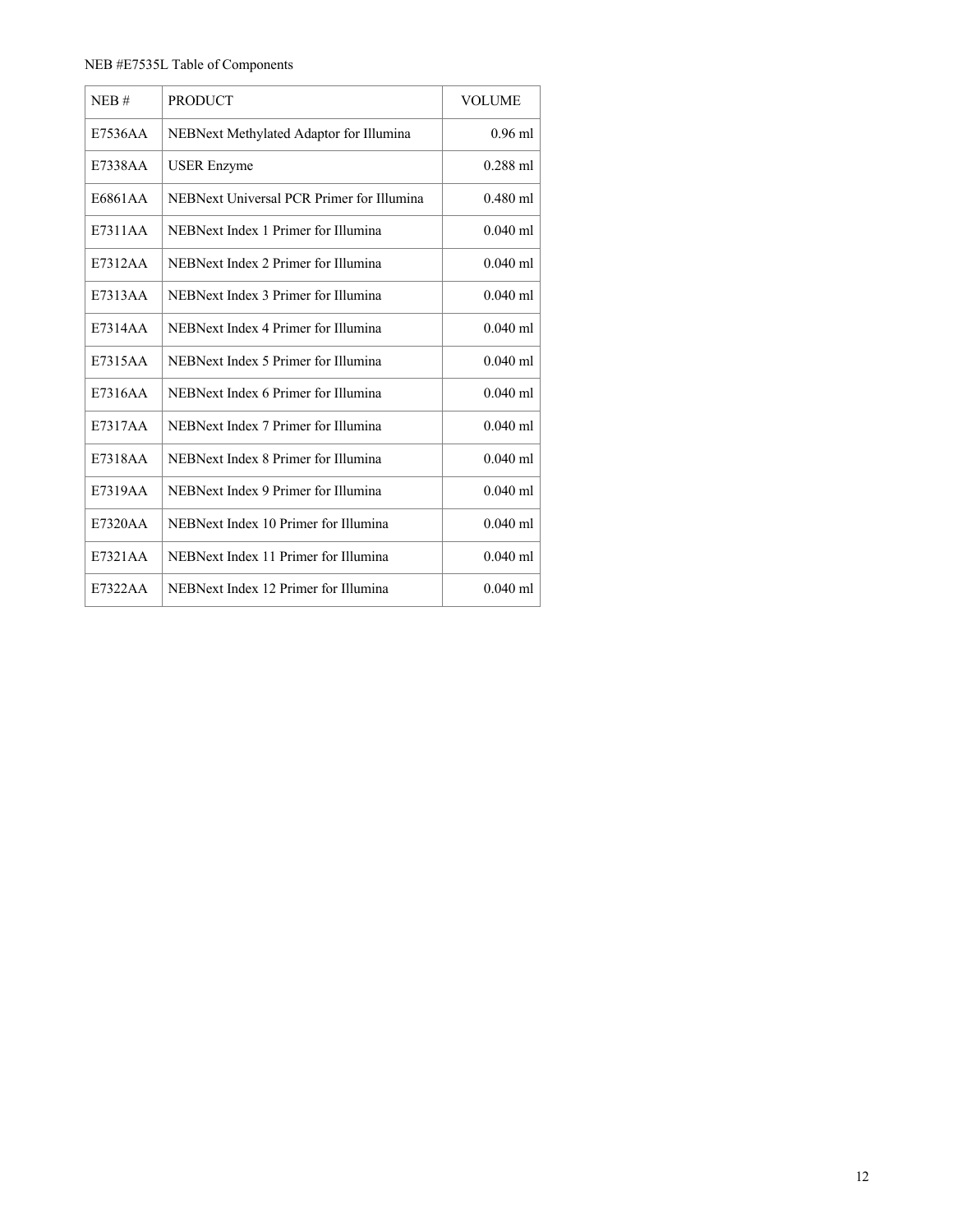NEB #E7535L Table of Components

| NEB # | PRODUCT | VOLUME |
| --- | --- | --- |
| E7536AA | NEBNext Methylated Adaptor for Illumina | 0.96 ml |
| E7338AA | USER Enzyme | 0.288 ml |
| E6861AA | NEBNext Universal PCR Primer for Illumina | 0.480 ml |
| E7311AA | NEBNext Index 1 Primer for Illumina | 0.040 ml |
| E7312AA | NEBNext Index 2 Primer for Illumina | 0.040 ml |
| E7313AA | NEBNext Index 3 Primer for Illumina | 0.040 ml |
| E7314AA | NEBNext Index 4 Primer for Illumina | 0.040 ml |
| E7315AA | NEBNext Index 5 Primer for Illumina | 0.040 ml |
| E7316AA | NEBNext Index 6 Primer for Illumina | 0.040 ml |
| E7317AA | NEBNext Index 7 Primer for Illumina | 0.040 ml |
| E7318AA | NEBNext Index 8 Primer for Illumina | 0.040 ml |
| E7319AA | NEBNext Index 9 Primer for Illumina | 0.040 ml |
| E7320AA | NEBNext Index 10 Primer for Illumina | 0.040 ml |
| E7321AA | NEBNext Index 11 Primer for Illumina | 0.040 ml |
| E7322AA | NEBNext Index 12 Primer for Illumina | 0.040 ml |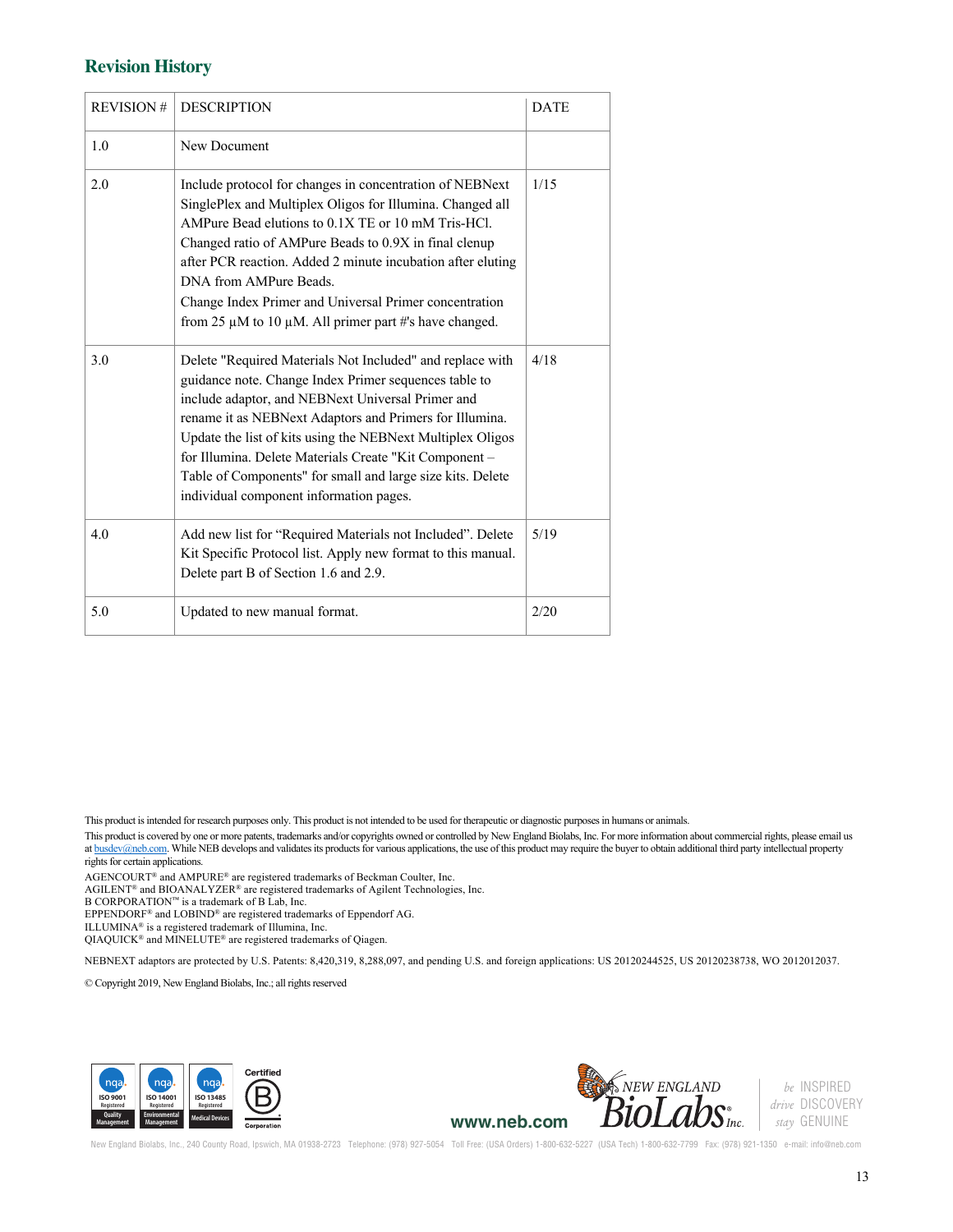## Revision History

| REVISION # | DESCRIPTION | DATE |
|---|---|---|
| 1.0 | New Document | |
| 2.0 | Include protocol for changes in concentration of NEBNext SinglePlex and Multiplex Oligos for Illumina. Changed all AMPure Bead elutions to 0.1X TE or 10 mM Tris-HCl. Changed ratio of AMPure Beads to 0.9X in final clenup after PCR reaction. Added 2 minute incubation after eluting DNA from AMPure Beads. Change Index Primer and Universal Primer concentration from 25 µM to 10 µM. All primer part #'s have changed. | 1/15 |
| 3.0 | Delete "Required Materials Not Included" and replace with guidance note. Change Index Primer sequences table to include adaptor, and NEBNext Universal Primer and rename it as NEBNext Adaptors and Primers for Illumina. Update the list of kits using the NEBNext Multiplex Oligos for Illumina. Delete Materials Create "Kit Component – Table of Components" for small and large size kits. Delete individual component information pages. | 4/18 |
| 4.0 | Add new list for "Required Materials not Included". Delete Kit Specific Protocol list. Apply new format to this manual. Delete part B of Section 1.6 and 2.9. | 5/19 |
| 5.0 | Updated to new manual format. | 2/20 |

This product is intended for research purposes only. This product is not intended to be used for therapeutic or diagnostic purposes in humans or animals.

This product is covered by one or more patents, trademarks and/or copyrights owned or controlled by New England Biolabs, Inc. For more information about commercial rights, please email us at busdev@neb.com. While NEB develops and validates its products for various applications, the use of this product may require the buyer to obtain additional third party intellectual property rights for certain applications.

AGENCOURT® and AMPURE® are registered trademarks of Beckman Coulter, Inc.
AGILENT® and BIOANALYZER® are registered trademarks of Agilent Technologies, Inc.
B CORPORATION™ is a trademark of B Lab, Inc.
EPPENDORF® and LOBIND® are registered trademarks of Eppendorf AG.
ILLUMINA® is a registered trademark of Illumina, Inc.
QIAQUICK® and MINELUTE® are registered trademarks of Qiagen.

NEBNEXT adaptors are protected by U.S. Patents: 8,420,319, 8,288,097, and pending U.S. and foreign applications: US 20120244525, US 20120238738, WO 2012012037.

© Copyright 2019, New England Biolabs, Inc.; all rights reserved

www.neb.com

NEW ENGLAND BioLabs® Inc.

*be* INSPIRED *drive* DISCOVERY *stay* GENUINE

New England Biolabs, Inc., 240 County Road, Ipswich, MA 01938-2723 Telephone: (978) 927-5054 Toll Free: (USA Orders) 1-800-632-5227 (USA Tech) 1-800-632-7799 Fax: (978) 921-1350 e-mail: info@neb.com